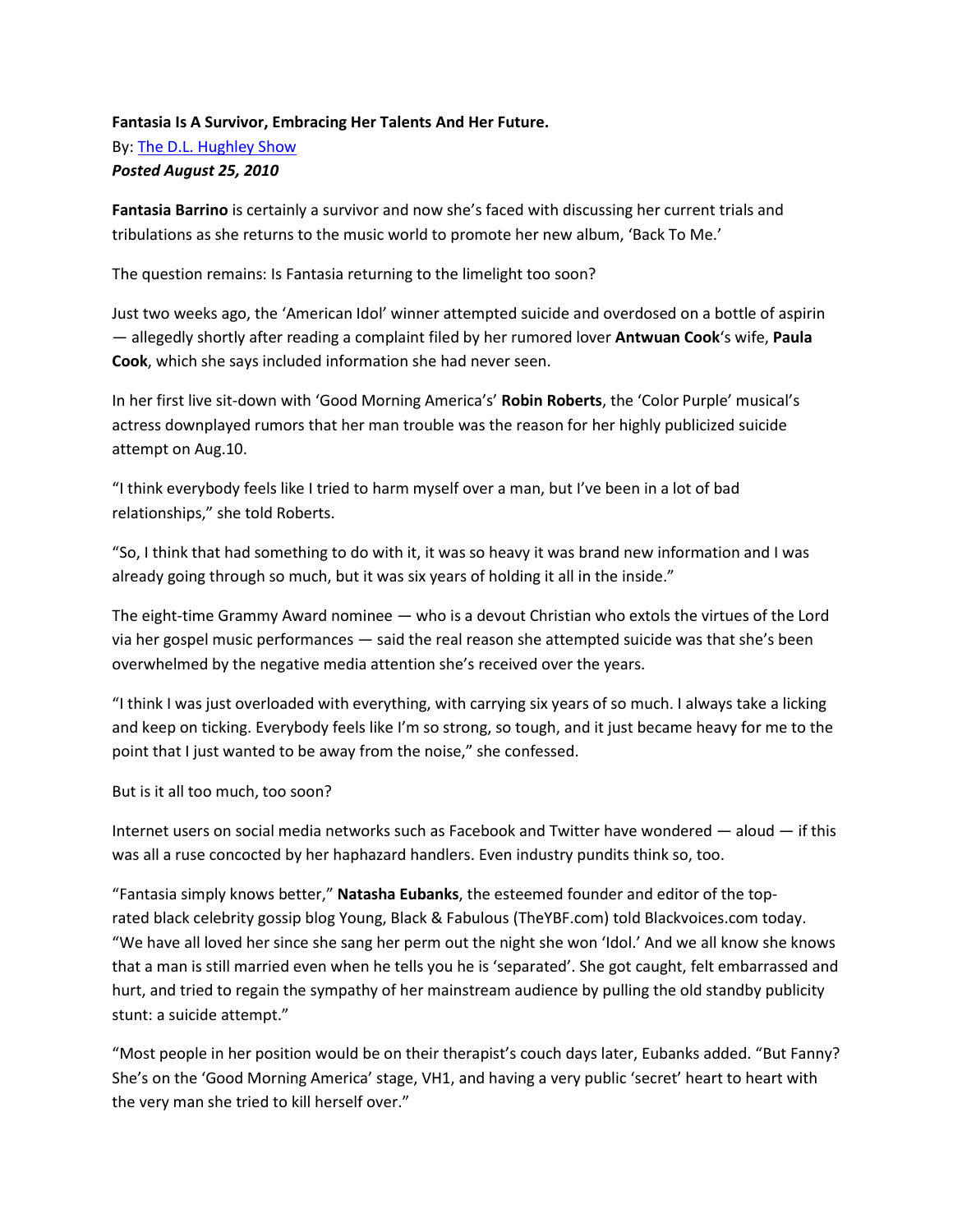**Fantasia Is A Survivor, Embracing Her Talents And Her Future.**

By: [The D.L. Hughley Show]

***Posted August 25, 2010***

**Fantasia Barrino** is certainly a survivor and now she's faced with discussing her current trials and tribulations as she returns to the music world to promote her new album, 'Back To Me.'

The question remains: Is Fantasia returning to the limelight too soon?

Just two weeks ago, the 'American Idol' winner attempted suicide and overdosed on a bottle of aspirin — allegedly shortly after reading a complaint filed by her rumored lover **Antwuan Cook**'s wife, **Paula Cook**, which she says included information she had never seen.

In her first live sit-down with 'Good Morning America's' **Robin Roberts**, the 'Color Purple' musical's actress downplayed rumors that her man trouble was the reason for her highly publicized suicide attempt on Aug.10.

"I think everybody feels like I tried to harm myself over a man, but I've been in a lot of bad relationships," she told Roberts.

"So, I think that had something to do with it, it was so heavy it was brand new information and I was already going through so much, but it was six years of holding it all in the inside."

The eight-time Grammy Award nominee — who is a devout Christian who extols the virtues of the Lord via her gospel music performances — said the real reason she attempted suicide was that she's been overwhelmed by the negative media attention she's received over the years.

"I think I was just overloaded with everything, with carrying six years of so much. I always take a licking and keep on ticking. Everybody feels like I'm so strong, so tough, and it just became heavy for me to the point that I just wanted to be away from the noise," she confessed.

But is it all too much, too soon?

Internet users on social media networks such as Facebook and Twitter have wondered — aloud — if this was all a ruse concocted by her haphazard handlers. Even industry pundits think so, too.

"Fantasia simply knows better," **Natasha Eubanks**, the esteemed founder and editor of the top-rated black celebrity gossip blog Young, Black & Fabulous (TheYBF.com) told Blackvoices.com today. "We have all loved her since she sang her perm out the night she won 'Idol.' And we all know she knows that a man is still married even when he tells you he is 'separated'. She got caught, felt embarrassed and hurt, and tried to regain the sympathy of her mainstream audience by pulling the old standby publicity stunt: a suicide attempt."

"Most people in her position would be on their therapist's couch days later, Eubanks added. "But Fanny? She's on the 'Good Morning America' stage, VH1, and having a very public 'secret' heart to heart with the very man she tried to kill herself over."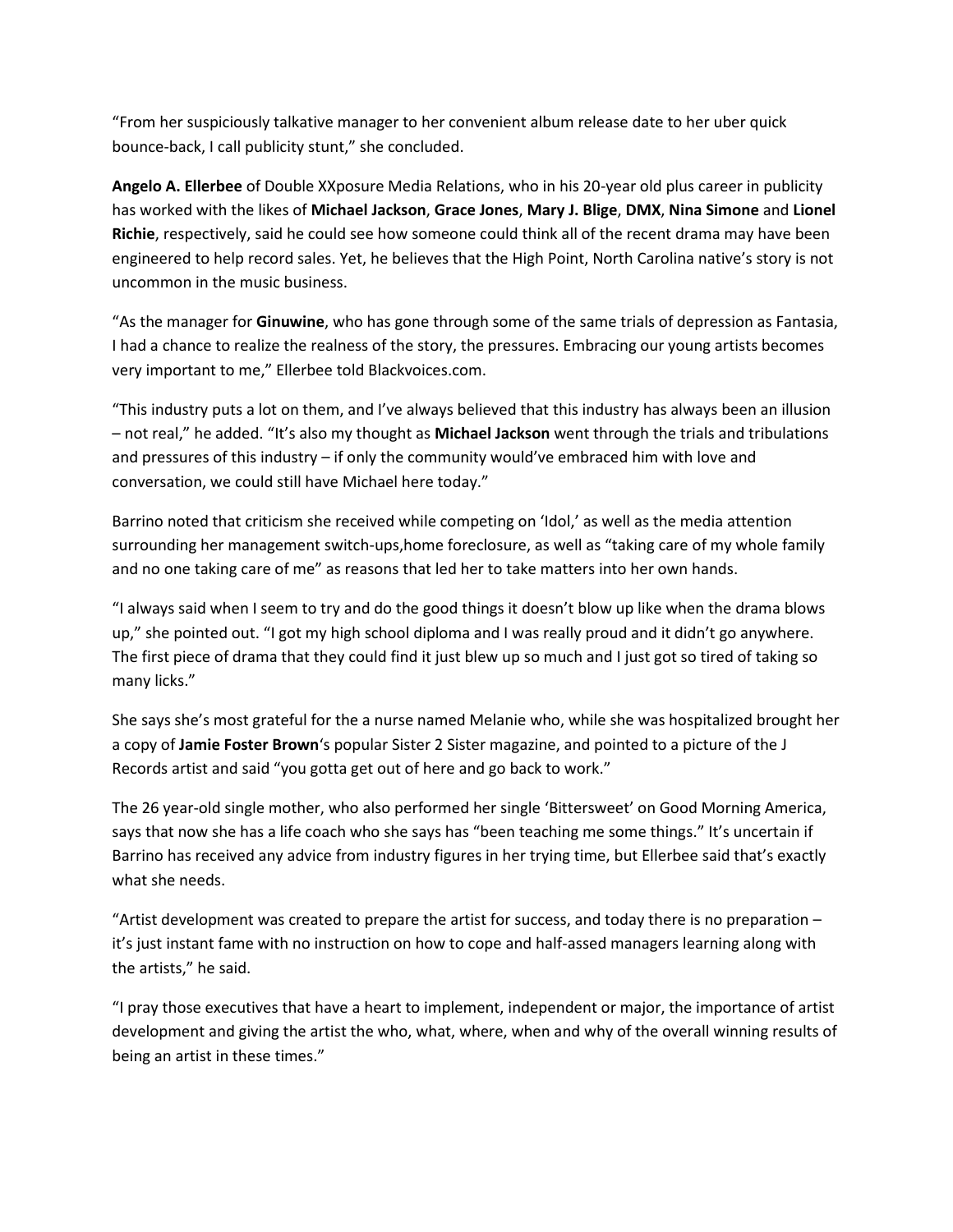"From her suspiciously talkative manager to her convenient album release date to her uber quick bounce-back, I call publicity stunt," she concluded.

**Angelo A. Ellerbee** of Double XXposure Media Relations, who in his 20-year old plus career in publicity has worked with the likes of **Michael Jackson**, **Grace Jones**, **Mary J. Blige**, **DMX**, **Nina Simone** and **Lionel Richie**, respectively, said he could see how someone could think all of the recent drama may have been engineered to help record sales. Yet, he believes that the High Point, North Carolina native's story is not uncommon in the music business.

"As the manager for **Ginuwine**, who has gone through some of the same trials of depression as Fantasia, I had a chance to realize the realness of the story, the pressures. Embracing our young artists becomes very important to me," Ellerbee told Blackvoices.com.

"This industry puts a lot on them, and I've always believed that this industry has always been an illusion – not real," he added. "It's also my thought as **Michael Jackson** went through the trials and tribulations and pressures of this industry – if only the community would've embraced him with love and conversation, we could still have Michael here today."

Barrino noted that criticism she received while competing on 'Idol,' as well as the media attention surrounding her management switch-ups,home foreclosure, as well as "taking care of my whole family and no one taking care of me" as reasons that led her to take matters into her own hands.

"I always said when I seem to try and do the good things it doesn't blow up like when the drama blows up," she pointed out. "I got my high school diploma and I was really proud and it didn't go anywhere. The first piece of drama that they could find it just blew up so much and I just got so tired of taking so many licks."

She says she's most grateful for the a nurse named Melanie who, while she was hospitalized brought her a copy of **Jamie Foster Brown**'s popular Sister 2 Sister magazine, and pointed to a picture of the J Records artist and said "you gotta get out of here and go back to work."

The 26 year-old single mother, who also performed her single 'Bittersweet' on Good Morning America, says that now she has a life coach who she says has "been teaching me some things." It's uncertain if Barrino has received any advice from industry figures in her trying time, but Ellerbee said that's exactly what she needs.

"Artist development was created to prepare the artist for success, and today there is no preparation – it's just instant fame with no instruction on how to cope and half-assed managers learning along with the artists," he said.

"I pray those executives that have a heart to implement, independent or major, the importance of artist development and giving the artist the who, what, where, when and why of the overall winning results of being an artist in these times."